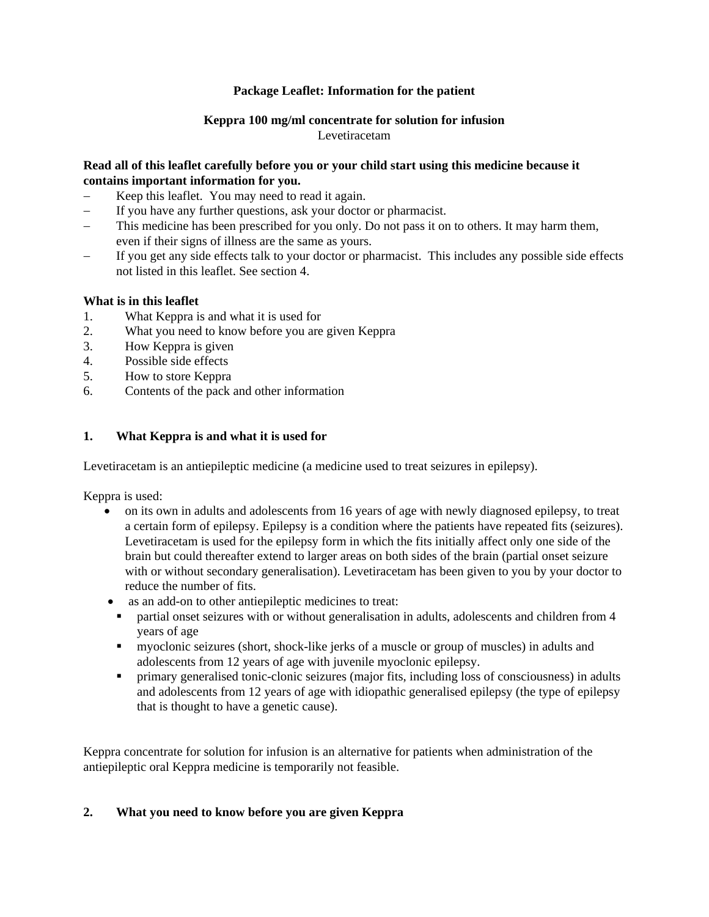**Package Leaflet: Information for the patient**

**Keppra 100 mg/ml concentrate for solution for infusion**
Levetiracetam

**Read all of this leaflet carefully before you or your child start using this medicine because it contains important information for you.**

- Keep this leaflet. You may need to read it again.
- If you have any further questions, ask your doctor or pharmacist.
- This medicine has been prescribed for you only. Do not pass it on to others. It may harm them, even if their signs of illness are the same as yours.
- If you get any side effects talk to your doctor or pharmacist. This includes any possible side effects not listed in this leaflet. See section 4.

**What is in this leaflet**

1. What Keppra is and what it is used for
2. What you need to know before you are given Keppra
3. How Keppra is given
4. Possible side effects
5. How to store Keppra
6. Contents of the pack and other information

## 1. What Keppra is and what it is used for

Levetiracetam is an antiepileptic medicine (a medicine used to treat seizures in epilepsy).

Keppra is used:

- on its own in adults and adolescents from 16 years of age with newly diagnosed epilepsy, to treat a certain form of epilepsy. Epilepsy is a condition where the patients have repeated fits (seizures). Levetiracetam is used for the epilepsy form in which the fits initially affect only one side of the brain but could thereafter extend to larger areas on both sides of the brain (partial onset seizure with or without secondary generalisation). Levetiracetam has been given to you by your doctor to reduce the number of fits.
- as an add-on to other antiepileptic medicines to treat:
  - partial onset seizures with or without generalisation in adults, adolescents and children from 4 years of age
  - myoclonic seizures (short, shock-like jerks of a muscle or group of muscles) in adults and adolescents from 12 years of age with juvenile myoclonic epilepsy.
  - primary generalised tonic-clonic seizures (major fits, including loss of consciousness) in adults and adolescents from 12 years of age with idiopathic generalised epilepsy (the type of epilepsy that is thought to have a genetic cause).

Keppra concentrate for solution for infusion is an alternative for patients when administration of the antiepileptic oral Keppra medicine is temporarily not feasible.

## 2. What you need to know before you are given Keppra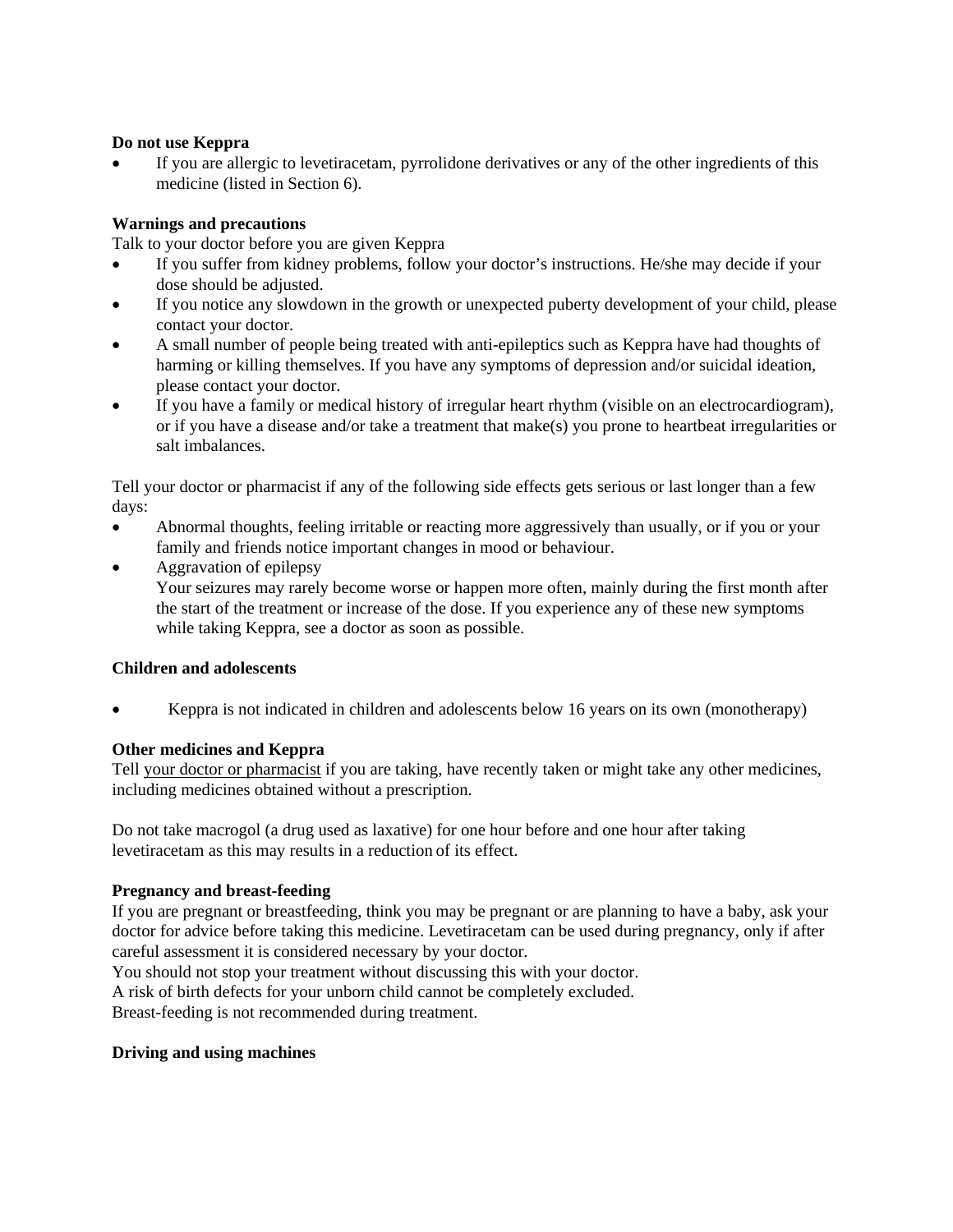**Do not use Keppra**

- If you are allergic to levetiracetam, pyrrolidone derivatives or any of the other ingredients of this medicine (listed in Section 6).

**Warnings and precautions**

Talk to your doctor before you are given Keppra

- If you suffer from kidney problems, follow your doctor's instructions. He/she may decide if your dose should be adjusted.
- If you notice any slowdown in the growth or unexpected puberty development of your child, please contact your doctor.
- A small number of people being treated with anti-epileptics such as Keppra have had thoughts of harming or killing themselves. If you have any symptoms of depression and/or suicidal ideation, please contact your doctor.
- If you have a family or medical history of irregular heart rhythm (visible on an electrocardiogram), or if you have a disease and/or take a treatment that make(s) you prone to heartbeat irregularities or salt imbalances.

Tell your doctor or pharmacist if any of the following side effects gets serious or last longer than a few days:

- Abnormal thoughts, feeling irritable or reacting more aggressively than usually, or if you or your family and friends notice important changes in mood or behaviour.
- Aggravation of epilepsy
  Your seizures may rarely become worse or happen more often, mainly during the first month after the start of the treatment or increase of the dose. If you experience any of these new symptoms while taking Keppra, see a doctor as soon as possible.

**Children and adolescents**

- Keppra is not indicated in children and adolescents below 16 years on its own (monotherapy)

**Other medicines and Keppra**

Tell your doctor or pharmacist if you are taking, have recently taken or might take any other medicines, including medicines obtained without a prescription.

Do not take macrogol (a drug used as laxative) for one hour before and one hour after taking levetiracetam as this may results in a reduction of its effect.

**Pregnancy and breast-feeding**

If you are pregnant or breastfeeding, think you may be pregnant or are planning to have a baby, ask your doctor for advice before taking this medicine. Levetiracetam can be used during pregnancy, only if after careful assessment it is considered necessary by your doctor.
You should not stop your treatment without discussing this with your doctor.
A risk of birth defects for your unborn child cannot be completely excluded.
Breast-feeding is not recommended during treatment.

**Driving and using machines**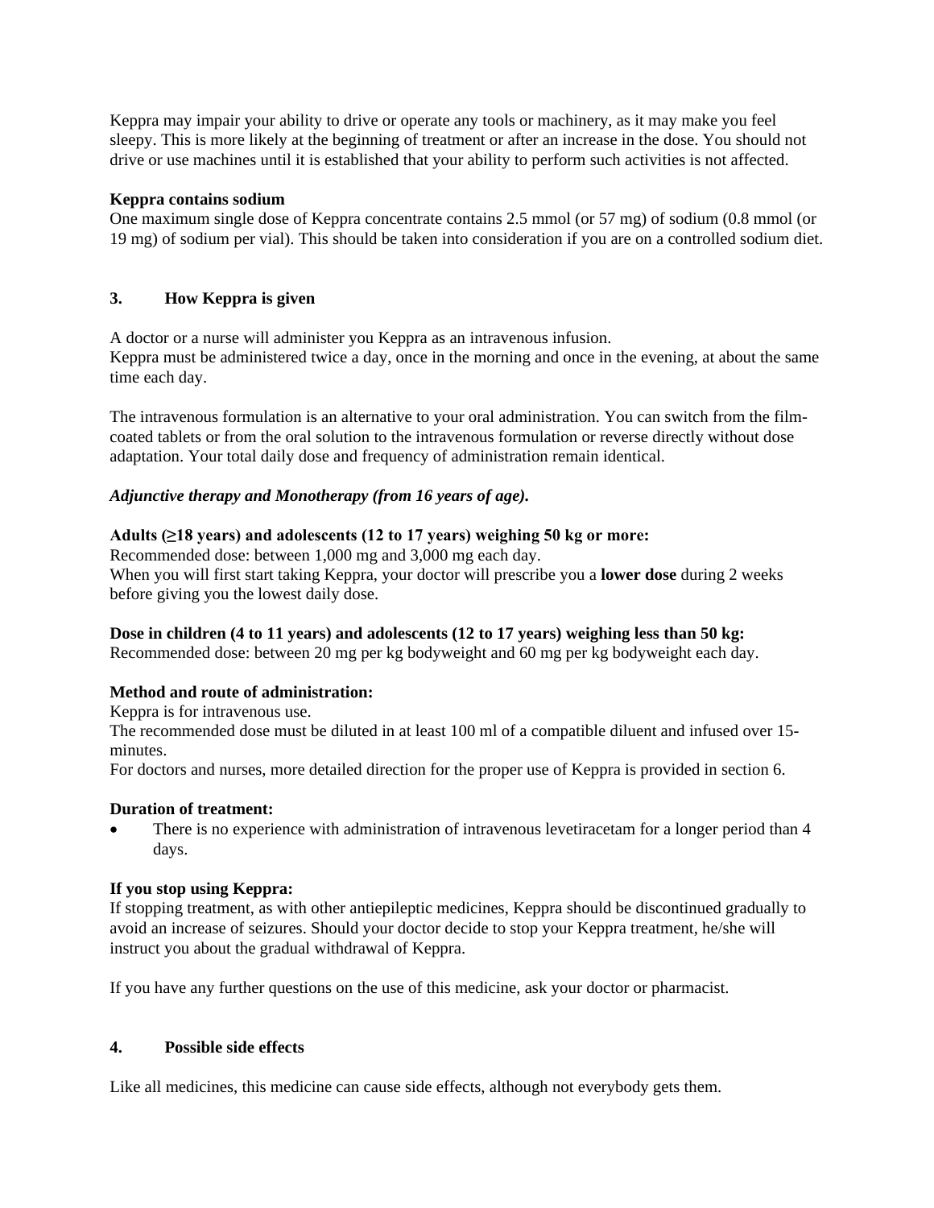Keppra may impair your ability to drive or operate any tools or machinery, as it may make you feel sleepy. This is more likely at the beginning of treatment or after an increase in the dose. You should not drive or use machines until it is established that your ability to perform such activities is not affected.

**Keppra contains sodium**

One maximum single dose of Keppra concentrate contains 2.5 mmol (or 57 mg) of sodium (0.8 mmol (or 19 mg) of sodium per vial). This should be taken into consideration if you are on a controlled sodium diet.

## 3. How Keppra is given

A doctor or a nurse will administer you Keppra as an intravenous infusion.
Keppra must be administered twice a day, once in the morning and once in the evening, at about the same time each day.

The intravenous formulation is an alternative to your oral administration. You can switch from the film-coated tablets or from the oral solution to the intravenous formulation or reverse directly without dose adaptation. Your total daily dose and frequency of administration remain identical.

***Adjunctive therapy and Monotherapy (from 16 years of age).***

**Adults (≥18 years) and adolescents (12 to 17 years) weighing 50 kg or more:**

Recommended dose: between 1,000 mg and 3,000 mg each day.
When you will first start taking Keppra, your doctor will prescribe you a **lower dose** during 2 weeks before giving you the lowest daily dose.

**Dose in children (4 to 11 years) and adolescents (12 to 17 years) weighing less than 50 kg:**

Recommended dose: between 20 mg per kg bodyweight and 60 mg per kg bodyweight each day.

**Method and route of administration:**

Keppra is for intravenous use.
The recommended dose must be diluted in at least 100 ml of a compatible diluent and infused over 15-minutes.
For doctors and nurses, more detailed direction for the proper use of Keppra is provided in section 6.

**Duration of treatment:**

- There is no experience with administration of intravenous levetiracetam for a longer period than 4 days.

**If you stop using Keppra:**

If stopping treatment, as with other antiepileptic medicines, Keppra should be discontinued gradually to avoid an increase of seizures. Should your doctor decide to stop your Keppra treatment, he/she will instruct you about the gradual withdrawal of Keppra.

If you have any further questions on the use of this medicine, ask your doctor or pharmacist.

## 4. Possible side effects

Like all medicines, this medicine can cause side effects, although not everybody gets them.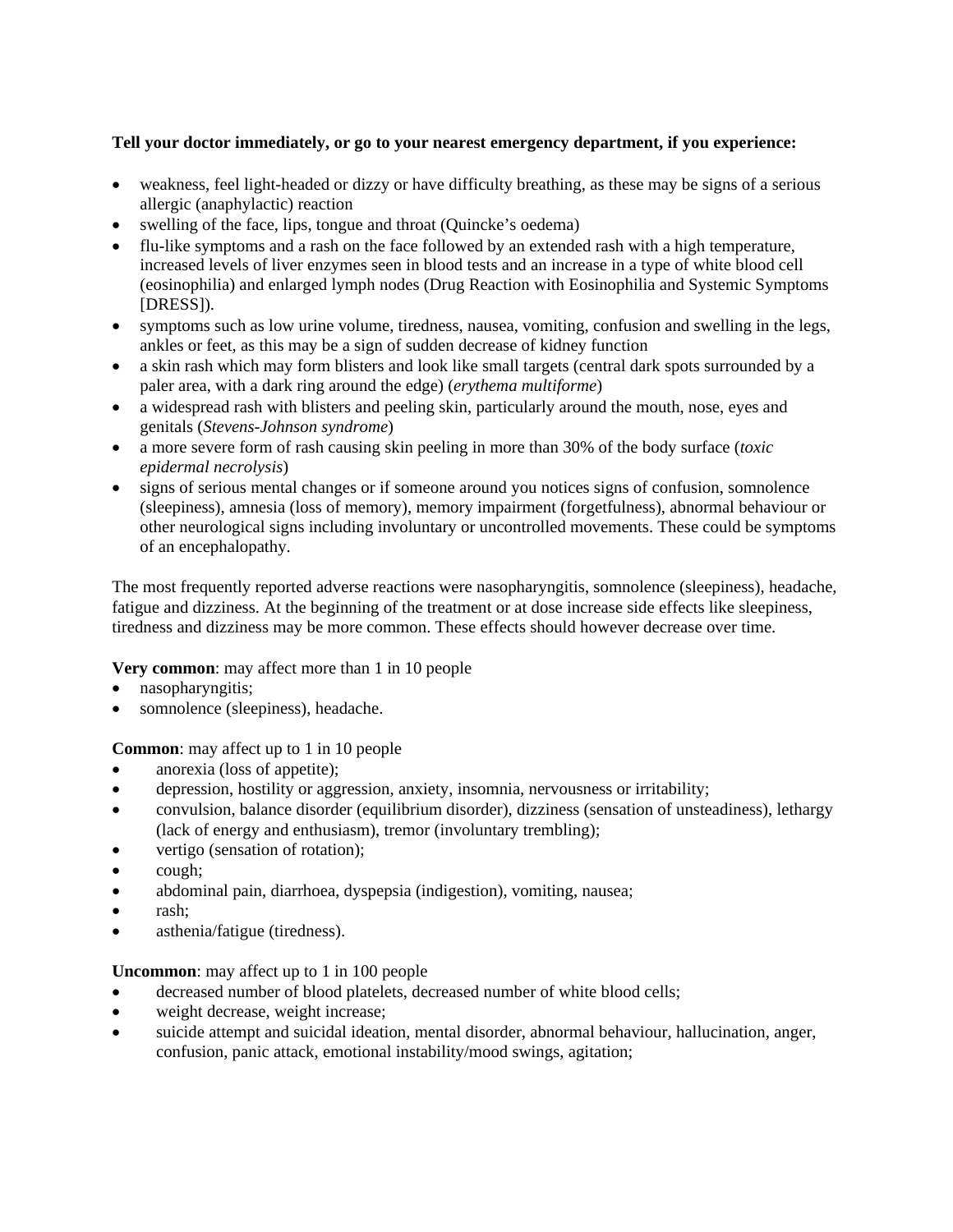**Tell your doctor immediately, or go to your nearest emergency department, if you experience:**

- weakness, feel light-headed or dizzy or have difficulty breathing, as these may be signs of a serious allergic (anaphylactic) reaction
- swelling of the face, lips, tongue and throat (Quincke's oedema)
- flu-like symptoms and a rash on the face followed by an extended rash with a high temperature, increased levels of liver enzymes seen in blood tests and an increase in a type of white blood cell (eosinophilia) and enlarged lymph nodes (Drug Reaction with Eosinophilia and Systemic Symptoms [DRESS]).
- symptoms such as low urine volume, tiredness, nausea, vomiting, confusion and swelling in the legs, ankles or feet, as this may be a sign of sudden decrease of kidney function
- a skin rash which may form blisters and look like small targets (central dark spots surrounded by a paler area, with a dark ring around the edge) (*erythema multiforme*)
- a widespread rash with blisters and peeling skin, particularly around the mouth, nose, eyes and genitals (*Stevens-Johnson syndrome*)
- a more severe form of rash causing skin peeling in more than 30% of the body surface (*toxic epidermal necrolysis*)
- signs of serious mental changes or if someone around you notices signs of confusion, somnolence (sleepiness), amnesia (loss of memory), memory impairment (forgetfulness), abnormal behaviour or other neurological signs including involuntary or uncontrolled movements. These could be symptoms of an encephalopathy.

The most frequently reported adverse reactions were nasopharyngitis, somnolence (sleepiness), headache, fatigue and dizziness. At the beginning of the treatment or at dose increase side effects like sleepiness, tiredness and dizziness may be more common. These effects should however decrease over time.

**Very common**: may affect more than 1 in 10 people
- nasopharyngitis;
- somnolence (sleepiness), headache.

**Common**: may affect up to 1 in 10 people
- anorexia (loss of appetite);
- depression, hostility or aggression, anxiety, insomnia, nervousness or irritability;
- convulsion, balance disorder (equilibrium disorder), dizziness (sensation of unsteadiness), lethargy (lack of energy and enthusiasm), tremor (involuntary trembling);
- vertigo (sensation of rotation);
- cough;
- abdominal pain, diarrhoea, dyspepsia (indigestion), vomiting, nausea;
- rash;
- asthenia/fatigue (tiredness).

**Uncommon**: may affect up to 1 in 100 people
- decreased number of blood platelets, decreased number of white blood cells;
- weight decrease, weight increase;
- suicide attempt and suicidal ideation, mental disorder, abnormal behaviour, hallucination, anger, confusion, panic attack, emotional instability/mood swings, agitation;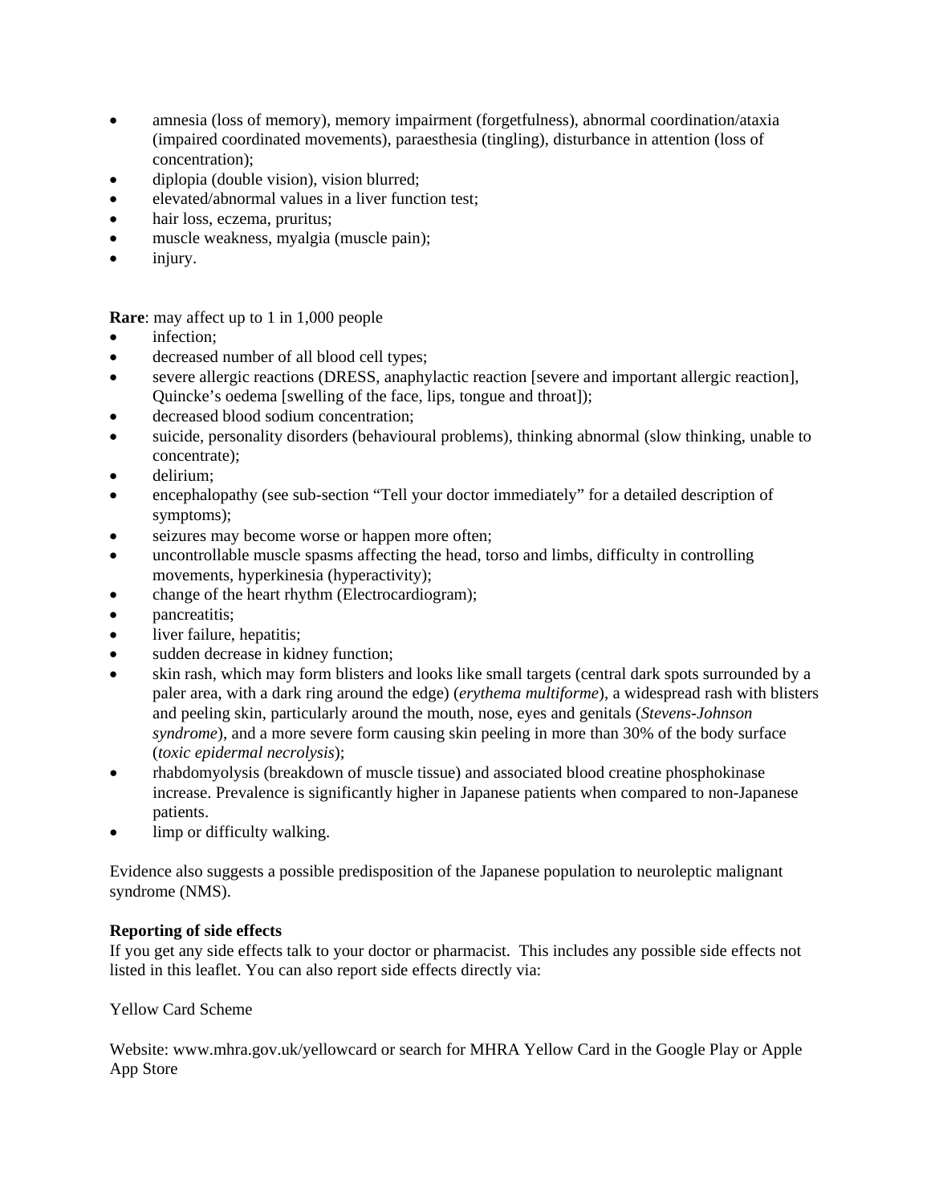- amnesia (loss of memory), memory impairment (forgetfulness), abnormal coordination/ataxia (impaired coordinated movements), paraesthesia (tingling), disturbance in attention (loss of concentration);
- diplopia (double vision), vision blurred;
- elevated/abnormal values in a liver function test;
- hair loss, eczema, pruritus;
- muscle weakness, myalgia (muscle pain);
- injury.

**Rare**: may affect up to 1 in 1,000 people

- infection;
- decreased number of all blood cell types;
- severe allergic reactions (DRESS, anaphylactic reaction [severe and important allergic reaction], Quincke's oedema [swelling of the face, lips, tongue and throat]);
- decreased blood sodium concentration;
- suicide, personality disorders (behavioural problems), thinking abnormal (slow thinking, unable to concentrate);
- delirium;
- encephalopathy (see sub-section "Tell your doctor immediately" for a detailed description of symptoms);
- seizures may become worse or happen more often;
- uncontrollable muscle spasms affecting the head, torso and limbs, difficulty in controlling movements, hyperkinesia (hyperactivity);
- change of the heart rhythm (Electrocardiogram);
- pancreatitis;
- liver failure, hepatitis;
- sudden decrease in kidney function;
- skin rash, which may form blisters and looks like small targets (central dark spots surrounded by a paler area, with a dark ring around the edge) (*erythema multiforme*), a widespread rash with blisters and peeling skin, particularly around the mouth, nose, eyes and genitals (*Stevens-Johnson syndrome*), and a more severe form causing skin peeling in more than 30% of the body surface (*toxic epidermal necrolysis*);
- rhabdomyolysis (breakdown of muscle tissue) and associated blood creatine phosphokinase increase. Prevalence is significantly higher in Japanese patients when compared to non-Japanese patients.
- limp or difficulty walking.

Evidence also suggests a possible predisposition of the Japanese population to neuroleptic malignant syndrome (NMS).

**Reporting of side effects**

If you get any side effects talk to your doctor or pharmacist. This includes any possible side effects not listed in this leaflet. You can also report side effects directly via:

Yellow Card Scheme

Website: www.mhra.gov.uk/yellowcard or search for MHRA Yellow Card in the Google Play or Apple App Store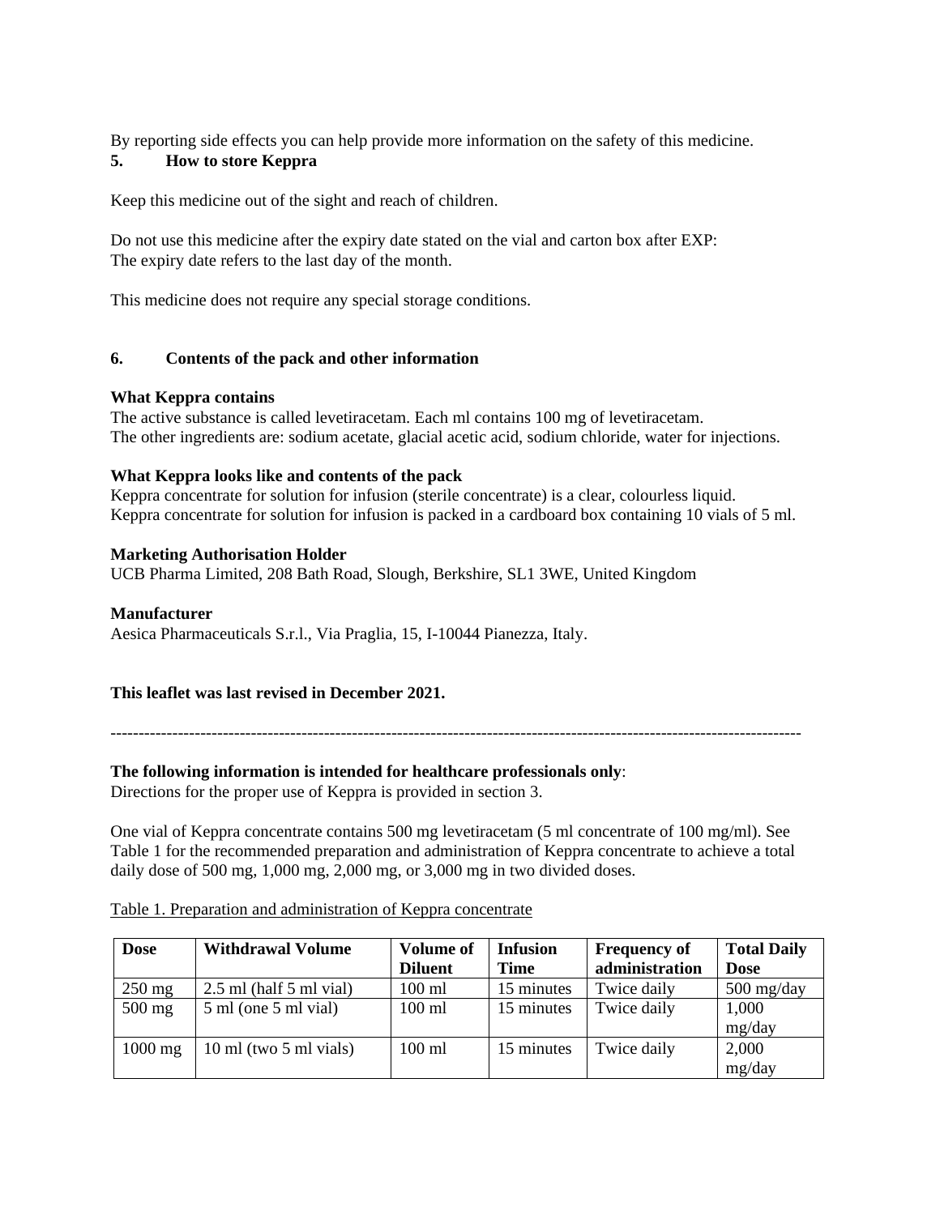By reporting side effects you can help provide more information on the safety of this medicine.

## 5. How to store Keppra

Keep this medicine out of the sight and reach of children.

Do not use this medicine after the expiry date stated on the vial and carton box after EXP:
The expiry date refers to the last day of the month.

This medicine does not require any special storage conditions.

## 6. Contents of the pack and other information

**What Keppra contains**
The active substance is called levetiracetam. Each ml contains 100 mg of levetiracetam.
The other ingredients are: sodium acetate, glacial acetic acid, sodium chloride, water for injections.

**What Keppra looks like and contents of the pack**
Keppra concentrate for solution for infusion (sterile concentrate) is a clear, colourless liquid.
Keppra concentrate for solution for infusion is packed in a cardboard box containing 10 vials of 5 ml.

**Marketing Authorisation Holder**
UCB Pharma Limited, 208 Bath Road, Slough, Berkshire, SL1 3WE, United Kingdom

**Manufacturer**
Aesica Pharmaceuticals S.r.l., Via Praglia, 15, I-10044 Pianezza, Italy.

**This leaflet was last revised in December 2021.**

---

**The following information is intended for healthcare professionals only**:
Directions for the proper use of Keppra is provided in section 3.

One vial of Keppra concentrate contains 500 mg levetiracetam (5 ml concentrate of 100 mg/ml). See Table 1 for the recommended preparation and administration of Keppra concentrate to achieve a total daily dose of 500 mg, 1,000 mg, 2,000 mg, or 3,000 mg in two divided doses.

Table 1. Preparation and administration of Keppra concentrate

| Dose | Withdrawal Volume | Volume of Diluent | Infusion Time | Frequency of administration | Total Daily Dose |
|---|---|---|---|---|---|
| 250 mg | 2.5 ml (half 5 ml vial) | 100 ml | 15 minutes | Twice daily | 500 mg/day |
| 500 mg | 5 ml (one 5 ml vial) | 100 ml | 15 minutes | Twice daily | 1,000 mg/day |
| 1000 mg | 10 ml (two 5 ml vials) | 100 ml | 15 minutes | Twice daily | 2,000 mg/day |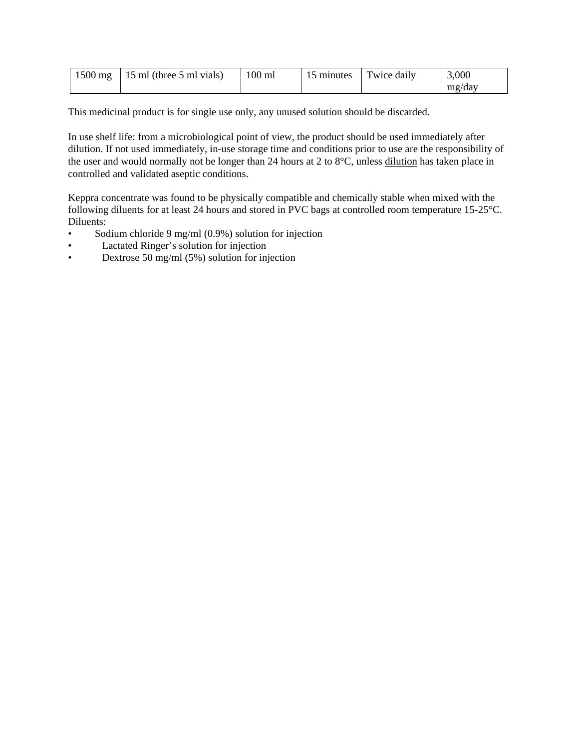| | | | | | |
|---|---|---|---|---|---|
| 1500 mg | 15 ml (three 5 ml vials) | 100 ml | 15 minutes | Twice daily | 3,000 mg/day |

This medicinal product is for single use only, any unused solution should be discarded.

In use shelf life: from a microbiological point of view, the product should be used immediately after dilution. If not used immediately, in-use storage time and conditions prior to use are the responsibility of the user and would normally not be longer than 24 hours at 2 to 8°C, unless dilution has taken place in controlled and validated aseptic conditions.

Keppra concentrate was found to be physically compatible and chemically stable when mixed with the following diluents for at least 24 hours and stored in PVC bags at controlled room temperature 15-25°C.
Diluents:

- Sodium chloride 9 mg/ml (0.9%) solution for injection
- Lactated Ringer's solution for injection
- Dextrose 50 mg/ml (5%) solution for injection